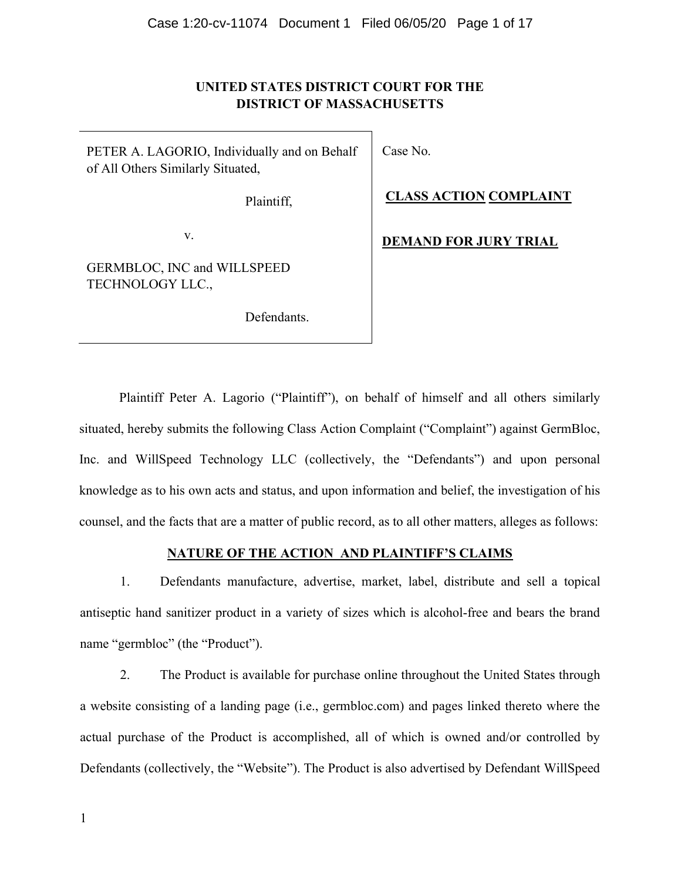**UNITED STATES DISTRICT COURT FOR THE**
**DISTRICT OF MASSACHUSETTS**

| | |
|---|---|
| PETER A. LAGORIO, Individually and on Behalf of All Others Similarly Situated,<br><br>Plaintiff,<br><br>v.<br><br>GERMBLOC, INC and WILLSPEED TECHNOLOGY LLC.,<br><br>Defendants. | Case No.<br><br>**CLASS ACTION COMPLAINT**<br><br>**DEMAND FOR JURY TRIAL** |

Plaintiff Peter A. Lagorio ("Plaintiff"), on behalf of himself and all others similarly situated, hereby submits the following Class Action Complaint ("Complaint") against GermBloc, Inc. and WillSpeed Technology LLC (collectively, the "Defendants") and upon personal knowledge as to his own acts and status, and upon information and belief, the investigation of his counsel, and the facts that are a matter of public record, as to all other matters, alleges as follows:

## NATURE OF THE ACTION AND PLAINTIFF'S CLAIMS

1. Defendants manufacture, advertise, market, label, distribute and sell a topical antiseptic hand sanitizer product in a variety of sizes which is alcohol-free and bears the brand name "germbloc" (the "Product").

2. The Product is available for purchase online throughout the United States through a website consisting of a landing page (i.e., germbloc.com) and pages linked thereto where the actual purchase of the Product is accomplished, all of which is owned and/or controlled by Defendants (collectively, the "Website"). The Product is also advertised by Defendant WillSpeed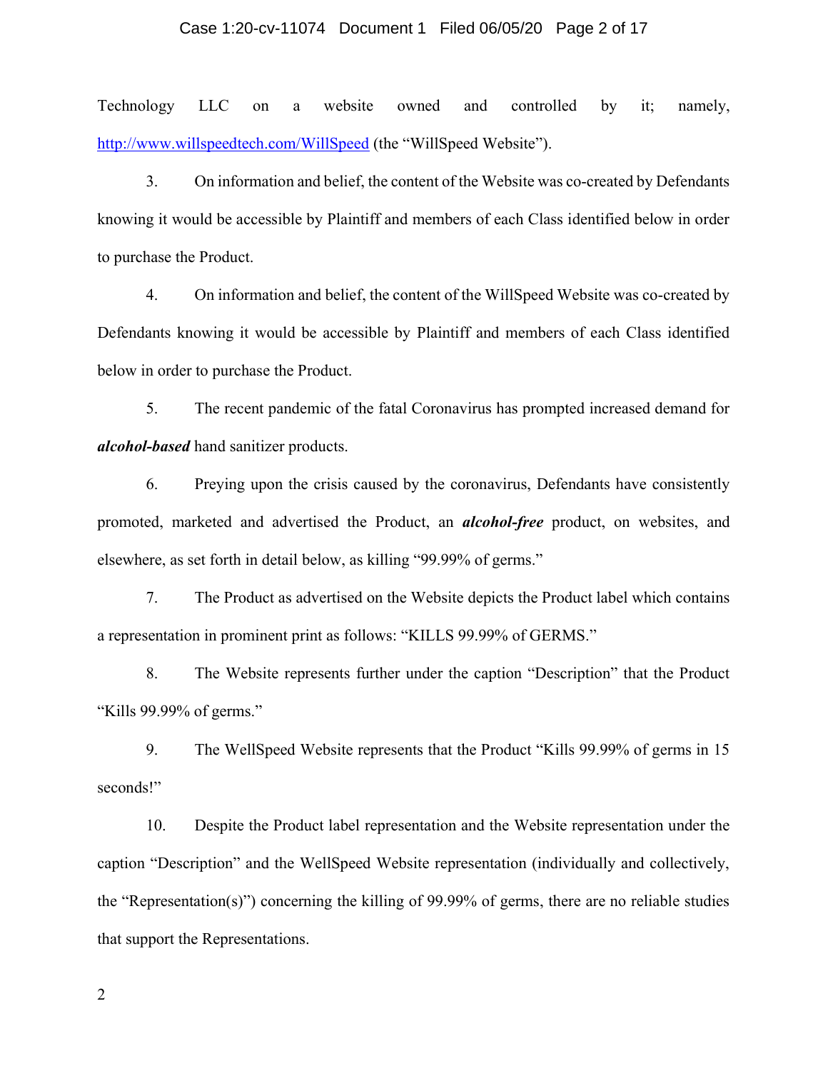Technology LLC on a website owned and controlled by it; namely, http://www.willspeedtech.com/WillSpeed (the "WillSpeed Website").

3. On information and belief, the content of the Website was co-created by Defendants knowing it would be accessible by Plaintiff and members of each Class identified below in order to purchase the Product.

4. On information and belief, the content of the WillSpeed Website was co-created by Defendants knowing it would be accessible by Plaintiff and members of each Class identified below in order to purchase the Product.

5. The recent pandemic of the fatal Coronavirus has prompted increased demand for ***alcohol-based*** hand sanitizer products.

6. Preying upon the crisis caused by the coronavirus, Defendants have consistently promoted, marketed and advertised the Product, an ***alcohol-free*** product, on websites, and elsewhere, as set forth in detail below, as killing "99.99% of germs."

7. The Product as advertised on the Website depicts the Product label which contains a representation in prominent print as follows: "KILLS 99.99% of GERMS."

8. The Website represents further under the caption "Description" that the Product "Kills 99.99% of germs."

9. The WellSpeed Website represents that the Product "Kills 99.99% of germs in 15 seconds!"

10. Despite the Product label representation and the Website representation under the caption "Description" and the WellSpeed Website representation (individually and collectively, the "Representation(s)") concerning the killing of 99.99% of germs, there are no reliable studies that support the Representations.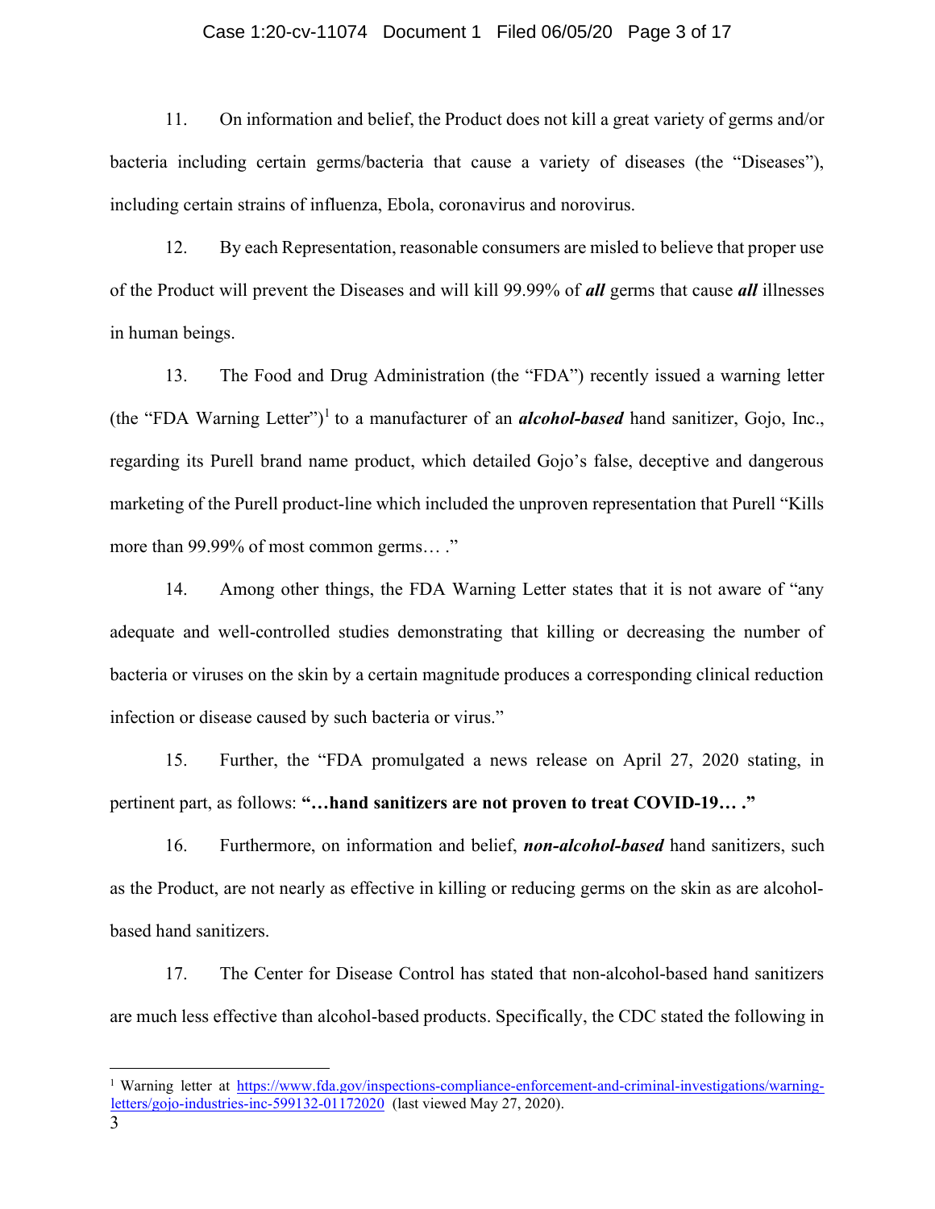11. On information and belief, the Product does not kill a great variety of germs and/or bacteria including certain germs/bacteria that cause a variety of diseases (the "Diseases"), including certain strains of influenza, Ebola, coronavirus and norovirus.

12. By each Representation, reasonable consumers are misled to believe that proper use of the Product will prevent the Diseases and will kill 99.99% of ***all*** germs that cause ***all*** illnesses in human beings.

13. The Food and Drug Administration (the "FDA") recently issued a warning letter (the "FDA Warning Letter")[1] to a manufacturer of an ***alcohol-based*** hand sanitizer, Gojo, Inc., regarding its Purell brand name product, which detailed Gojo's false, deceptive and dangerous marketing of the Purell product-line which included the unproven representation that Purell "Kills more than 99.99% of most common germs… ."

14. Among other things, the FDA Warning Letter states that it is not aware of "any adequate and well-controlled studies demonstrating that killing or decreasing the number of bacteria or viruses on the skin by a certain magnitude produces a corresponding clinical reduction infection or disease caused by such bacteria or virus."

15. Further, the "FDA promulgated a news release on April 27, 2020 stating, in pertinent part, as follows: **"…hand sanitizers are not proven to treat COVID-19… ."**

16. Furthermore, on information and belief, ***non-alcohol-based*** hand sanitizers, such as the Product, are not nearly as effective in killing or reducing germs on the skin as are alcohol-based hand sanitizers.

17. The Center for Disease Control has stated that non-alcohol-based hand sanitizers are much less effective than alcohol-based products. Specifically, the CDC stated the following in

---

[1] Warning letter at https://www.fda.gov/inspections-compliance-enforcement-and-criminal-investigations/warning-letters/gojo-industries-inc-599132-01172020 (last viewed May 27, 2020).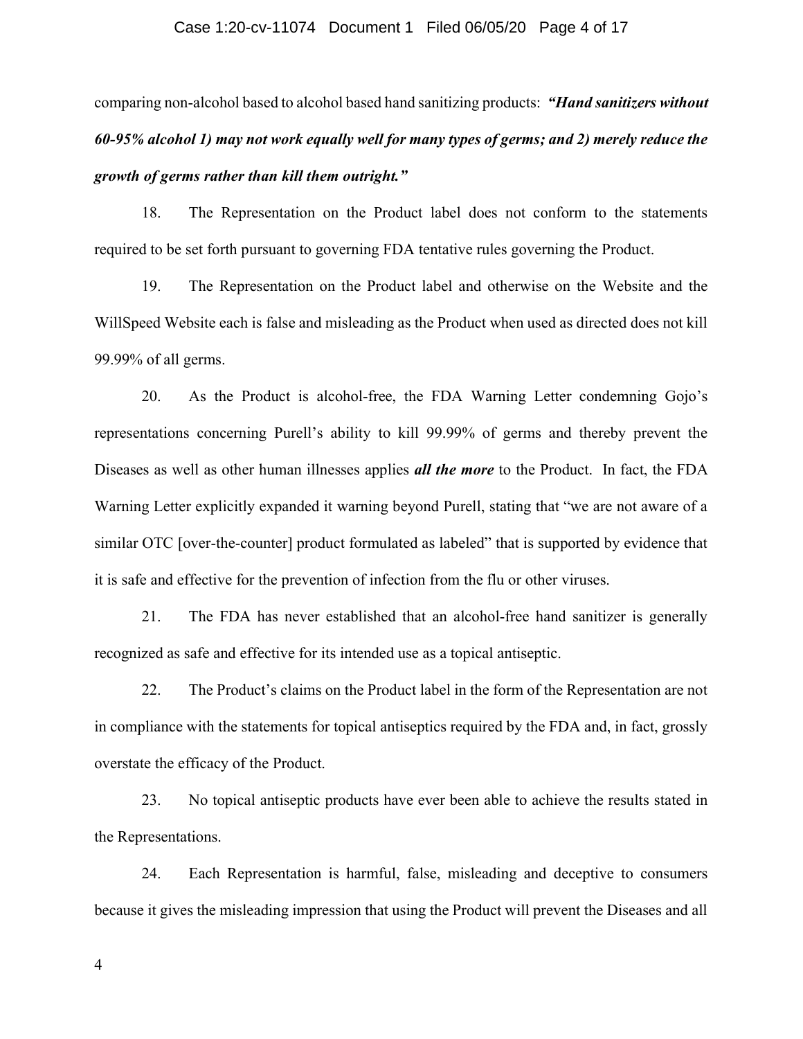comparing non-alcohol based to alcohol based hand sanitizing products: ***"Hand sanitizers without 60-95% alcohol 1) may not work equally well for many types of germs; and 2) merely reduce the growth of germs rather than kill them outright."***

18. The Representation on the Product label does not conform to the statements required to be set forth pursuant to governing FDA tentative rules governing the Product.

19. The Representation on the Product label and otherwise on the Website and the WillSpeed Website each is false and misleading as the Product when used as directed does not kill 99.99% of all germs.

20. As the Product is alcohol-free, the FDA Warning Letter condemning Gojo's representations concerning Purell's ability to kill 99.99% of germs and thereby prevent the Diseases as well as other human illnesses applies ***all the more*** to the Product. In fact, the FDA Warning Letter explicitly expanded it warning beyond Purell, stating that "we are not aware of a similar OTC [over-the-counter] product formulated as labeled" that is supported by evidence that it is safe and effective for the prevention of infection from the flu or other viruses.

21. The FDA has never established that an alcohol-free hand sanitizer is generally recognized as safe and effective for its intended use as a topical antiseptic.

22. The Product's claims on the Product label in the form of the Representation are not in compliance with the statements for topical antiseptics required by the FDA and, in fact, grossly overstate the efficacy of the Product.

23. No topical antiseptic products have ever been able to achieve the results stated in the Representations.

24. Each Representation is harmful, false, misleading and deceptive to consumers because it gives the misleading impression that using the Product will prevent the Diseases and all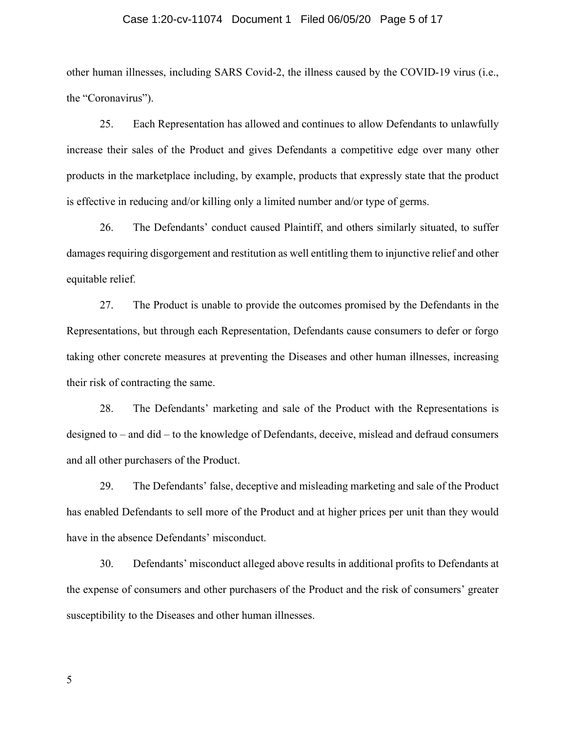other human illnesses, including SARS Covid-2, the illness caused by the COVID-19 virus (i.e., the "Coronavirus").

25. Each Representation has allowed and continues to allow Defendants to unlawfully increase their sales of the Product and gives Defendants a competitive edge over many other products in the marketplace including, by example, products that expressly state that the product is effective in reducing and/or killing only a limited number and/or type of germs.

26. The Defendants' conduct caused Plaintiff, and others similarly situated, to suffer damages requiring disgorgement and restitution as well entitling them to injunctive relief and other equitable relief.

27. The Product is unable to provide the outcomes promised by the Defendants in the Representations, but through each Representation, Defendants cause consumers to defer or forgo taking other concrete measures at preventing the Diseases and other human illnesses, increasing their risk of contracting the same.

28. The Defendants' marketing and sale of the Product with the Representations is designed to – and did – to the knowledge of Defendants, deceive, mislead and defraud consumers and all other purchasers of the Product.

29. The Defendants' false, deceptive and misleading marketing and sale of the Product has enabled Defendants to sell more of the Product and at higher prices per unit than they would have in the absence Defendants' misconduct.

30. Defendants' misconduct alleged above results in additional profits to Defendants at the expense of consumers and other purchasers of the Product and the risk of consumers' greater susceptibility to the Diseases and other human illnesses.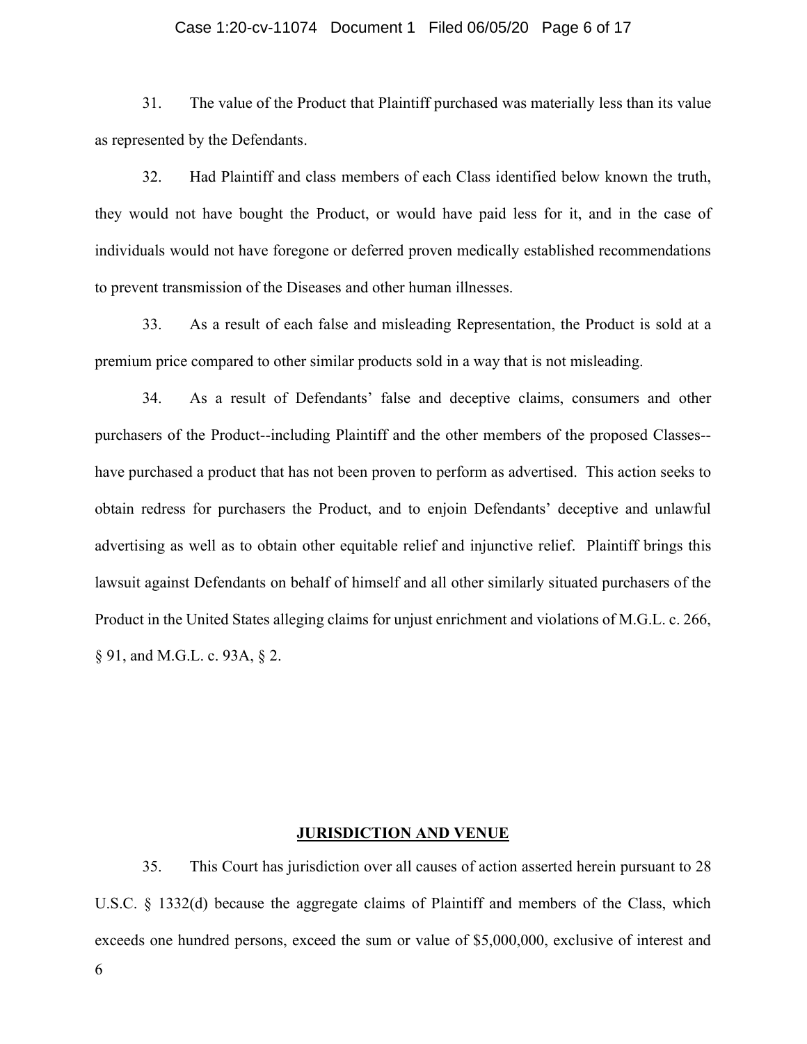31. The value of the Product that Plaintiff purchased was materially less than its value as represented by the Defendants.

32. Had Plaintiff and class members of each Class identified below known the truth, they would not have bought the Product, or would have paid less for it, and in the case of individuals would not have foregone or deferred proven medically established recommendations to prevent transmission of the Diseases and other human illnesses.

33. As a result of each false and misleading Representation, the Product is sold at a premium price compared to other similar products sold in a way that is not misleading.

34. As a result of Defendants' false and deceptive claims, consumers and other purchasers of the Product--including Plaintiff and the other members of the proposed Classes--have purchased a product that has not been proven to perform as advertised. This action seeks to obtain redress for purchasers the Product, and to enjoin Defendants' deceptive and unlawful advertising as well as to obtain other equitable relief and injunctive relief. Plaintiff brings this lawsuit against Defendants on behalf of himself and all other similarly situated purchasers of the Product in the United States alleging claims for unjust enrichment and violations of M.G.L. c. 266, § 91, and M.G.L. c. 93A, § 2.

## JURISDICTION AND VENUE

35. This Court has jurisdiction over all causes of action asserted herein pursuant to 28 U.S.C. § 1332(d) because the aggregate claims of Plaintiff and members of the Class, which exceeds one hundred persons, exceed the sum or value of $5,000,000, exclusive of interest and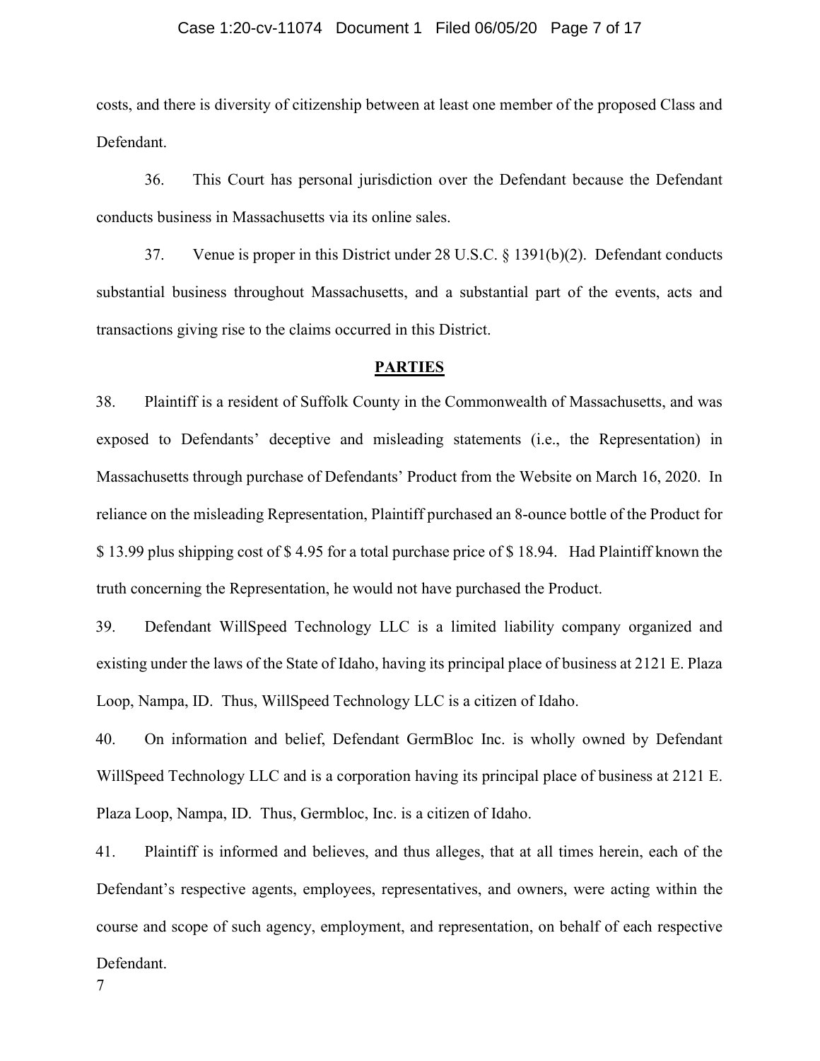costs, and there is diversity of citizenship between at least one member of the proposed Class and Defendant.

36. This Court has personal jurisdiction over the Defendant because the Defendant conducts business in Massachusetts via its online sales.

37. Venue is proper in this District under 28 U.S.C. § 1391(b)(2). Defendant conducts substantial business throughout Massachusetts, and a substantial part of the events, acts and transactions giving rise to the claims occurred in this District.

## PARTIES

38. Plaintiff is a resident of Suffolk County in the Commonwealth of Massachusetts, and was exposed to Defendants' deceptive and misleading statements (i.e., the Representation) in Massachusetts through purchase of Defendants' Product from the Website on March 16, 2020. In reliance on the misleading Representation, Plaintiff purchased an 8-ounce bottle of the Product for $ 13.99 plus shipping cost of $ 4.95 for a total purchase price of $ 18.94. Had Plaintiff known the truth concerning the Representation, he would not have purchased the Product.

39. Defendant WillSpeed Technology LLC is a limited liability company organized and existing under the laws of the State of Idaho, having its principal place of business at 2121 E. Plaza Loop, Nampa, ID. Thus, WillSpeed Technology LLC is a citizen of Idaho.

40. On information and belief, Defendant GermBloc Inc. is wholly owned by Defendant WillSpeed Technology LLC and is a corporation having its principal place of business at 2121 E. Plaza Loop, Nampa, ID. Thus, Germbloc, Inc. is a citizen of Idaho.

41. Plaintiff is informed and believes, and thus alleges, that at all times herein, each of the Defendant's respective agents, employees, representatives, and owners, were acting within the course and scope of such agency, employment, and representation, on behalf of each respective Defendant.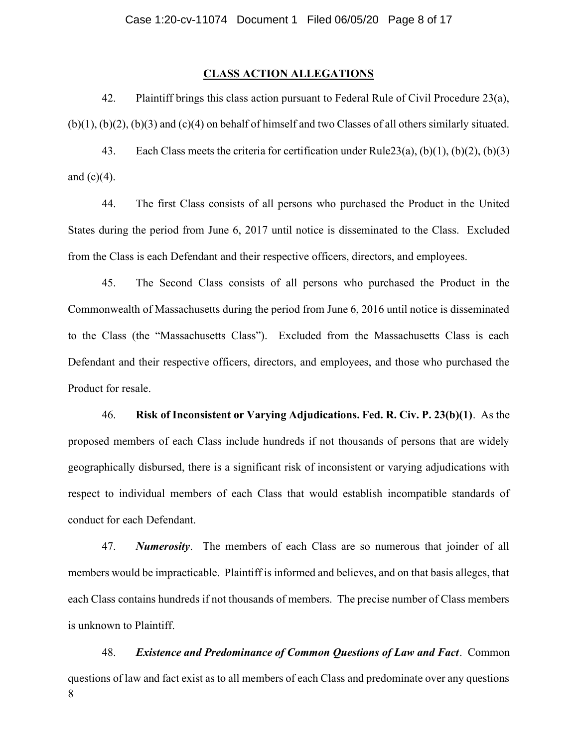## CLASS ACTION ALLEGATIONS

42. Plaintiff brings this class action pursuant to Federal Rule of Civil Procedure 23(a), (b)(1), (b)(2), (b)(3) and (c)(4) on behalf of himself and two Classes of all others similarly situated.

43. Each Class meets the criteria for certification under Rule23(a), (b)(1), (b)(2), (b)(3) and (c)(4).

44. The first Class consists of all persons who purchased the Product in the United States during the period from June 6, 2017 until notice is disseminated to the Class. Excluded from the Class is each Defendant and their respective officers, directors, and employees.

45. The Second Class consists of all persons who purchased the Product in the Commonwealth of Massachusetts during the period from June 6, 2016 until notice is disseminated to the Class (the "Massachusetts Class"). Excluded from the Massachusetts Class is each Defendant and their respective officers, directors, and employees, and those who purchased the Product for resale.

46. **Risk of Inconsistent or Varying Adjudications. Fed. R. Civ. P. 23(b)(1)**. As the proposed members of each Class include hundreds if not thousands of persons that are widely geographically disbursed, there is a significant risk of inconsistent or varying adjudications with respect to individual members of each Class that would establish incompatible standards of conduct for each Defendant.

47. ***Numerosity***. The members of each Class are so numerous that joinder of all members would be impracticable. Plaintiff is informed and believes, and on that basis alleges, that each Class contains hundreds if not thousands of members. The precise number of Class members is unknown to Plaintiff.

48. ***Existence and Predominance of Common Questions of Law and Fact***. Common questions of law and fact exist as to all members of each Class and predominate over any questions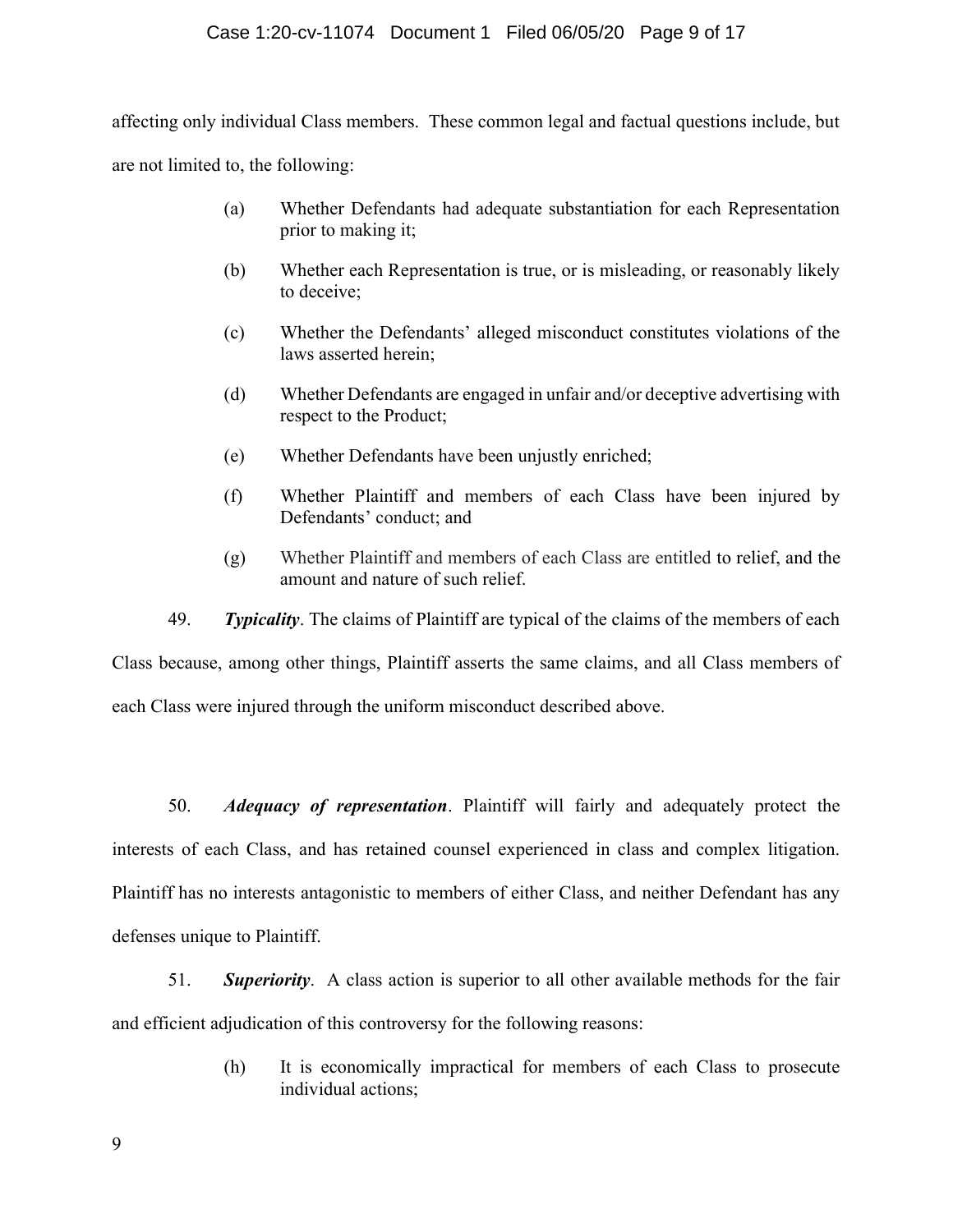affecting only individual Class members. These common legal and factual questions include, but are not limited to, the following:

(a) Whether Defendants had adequate substantiation for each Representation prior to making it;

(b) Whether each Representation is true, or is misleading, or reasonably likely to deceive;

(c) Whether the Defendants' alleged misconduct constitutes violations of the laws asserted herein;

(d) Whether Defendants are engaged in unfair and/or deceptive advertising with respect to the Product;

(e) Whether Defendants have been unjustly enriched;

(f) Whether Plaintiff and members of each Class have been injured by Defendants' conduct; and

(g) Whether Plaintiff and members of each Class are entitled to relief, and the amount and nature of such relief.

49. ***Typicality***. The claims of Plaintiff are typical of the claims of the members of each Class because, among other things, Plaintiff asserts the same claims, and all Class members of each Class were injured through the uniform misconduct described above.

50. ***Adequacy of representation***. Plaintiff will fairly and adequately protect the interests of each Class, and has retained counsel experienced in class and complex litigation. Plaintiff has no interests antagonistic to members of either Class, and neither Defendant has any defenses unique to Plaintiff.

51. ***Superiority***. A class action is superior to all other available methods for the fair and efficient adjudication of this controversy for the following reasons:

(h) It is economically impractical for members of each Class to prosecute individual actions;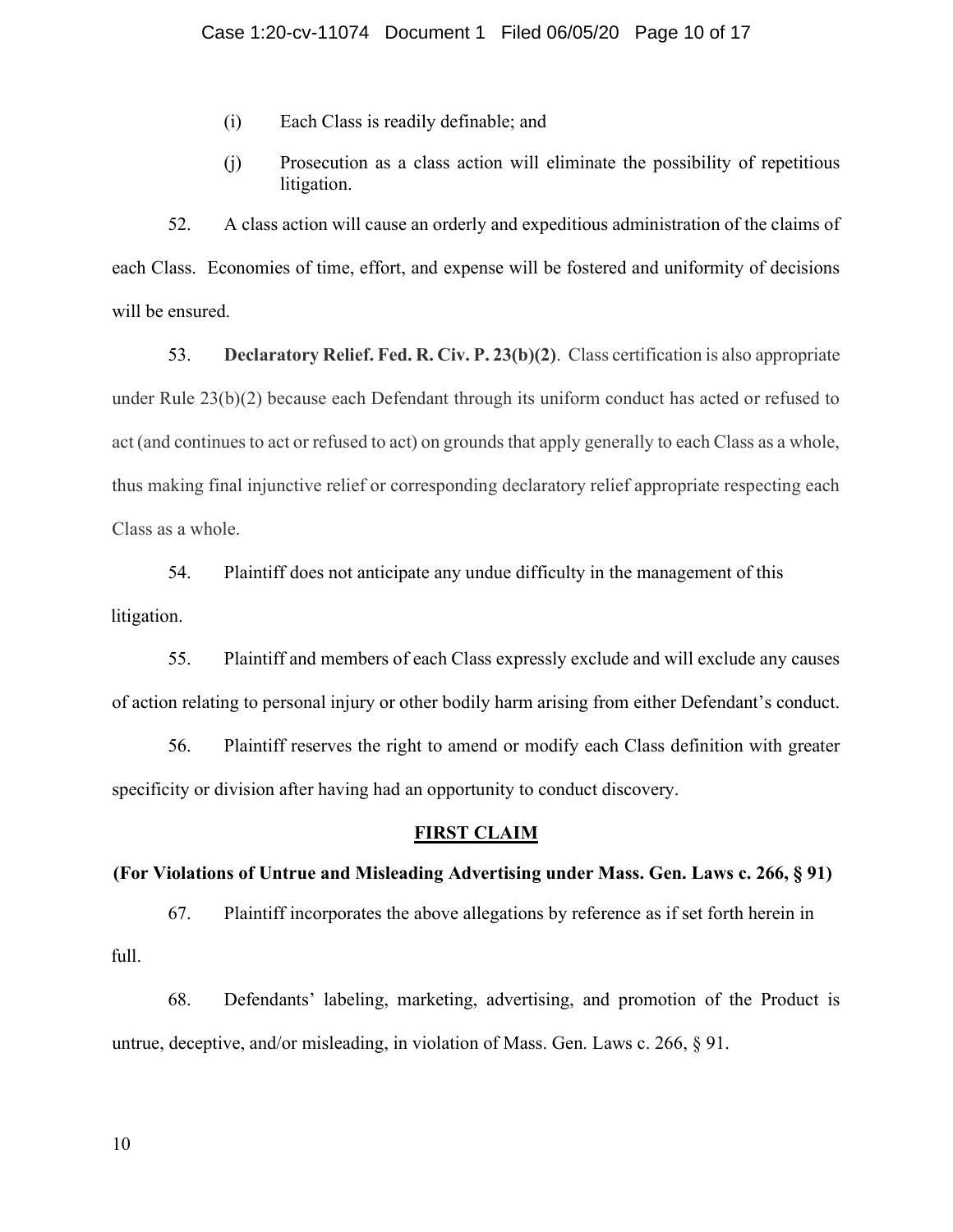(i) Each Class is readily definable; and

(j) Prosecution as a class action will eliminate the possibility of repetitious litigation.

52. A class action will cause an orderly and expeditious administration of the claims of each Class. Economies of time, effort, and expense will be fostered and uniformity of decisions will be ensured.

53. **Declaratory Relief. Fed. R. Civ. P. 23(b)(2)**. Class certification is also appropriate under Rule 23(b)(2) because each Defendant through its uniform conduct has acted or refused to act (and continues to act or refused to act) on grounds that apply generally to each Class as a whole, thus making final injunctive relief or corresponding declaratory relief appropriate respecting each Class as a whole.

54. Plaintiff does not anticipate any undue difficulty in the management of this litigation.

55. Plaintiff and members of each Class expressly exclude and will exclude any causes of action relating to personal injury or other bodily harm arising from either Defendant's conduct.

56. Plaintiff reserves the right to amend or modify each Class definition with greater specificity or division after having had an opportunity to conduct discovery.

## FIRST CLAIM

**(For Violations of Untrue and Misleading Advertising under Mass. Gen. Laws c. 266, § 91)**

67. Plaintiff incorporates the above allegations by reference as if set forth herein in full.

68. Defendants' labeling, marketing, advertising, and promotion of the Product is untrue, deceptive, and/or misleading, in violation of Mass. Gen. Laws c. 266, § 91.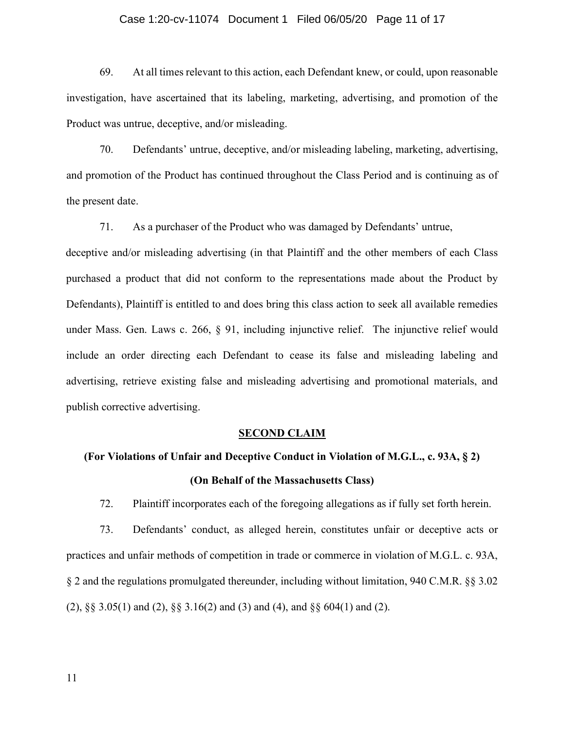69. At all times relevant to this action, each Defendant knew, or could, upon reasonable investigation, have ascertained that its labeling, marketing, advertising, and promotion of the Product was untrue, deceptive, and/or misleading.

70. Defendants' untrue, deceptive, and/or misleading labeling, marketing, advertising, and promotion of the Product has continued throughout the Class Period and is continuing as of the present date.

71. As a purchaser of the Product who was damaged by Defendants' untrue, deceptive and/or misleading advertising (in that Plaintiff and the other members of each Class purchased a product that did not conform to the representations made about the Product by Defendants), Plaintiff is entitled to and does bring this class action to seek all available remedies under Mass. Gen. Laws c. 266, § 91, including injunctive relief. The injunctive relief would include an order directing each Defendant to cease its false and misleading labeling and advertising, retrieve existing false and misleading advertising and promotional materials, and publish corrective advertising.

## SECOND CLAIM

**(For Violations of Unfair and Deceptive Conduct in Violation of M.G.L., c. 93A, § 2)**

**(On Behalf of the Massachusetts Class)**

72. Plaintiff incorporates each of the foregoing allegations as if fully set forth herein.

73. Defendants' conduct, as alleged herein, constitutes unfair or deceptive acts or practices and unfair methods of competition in trade or commerce in violation of M.G.L. c. 93A, § 2 and the regulations promulgated thereunder, including without limitation, 940 C.M.R. §§ 3.02 (2), §§ 3.05(1) and (2), §§ 3.16(2) and (3) and (4), and §§ 604(1) and (2).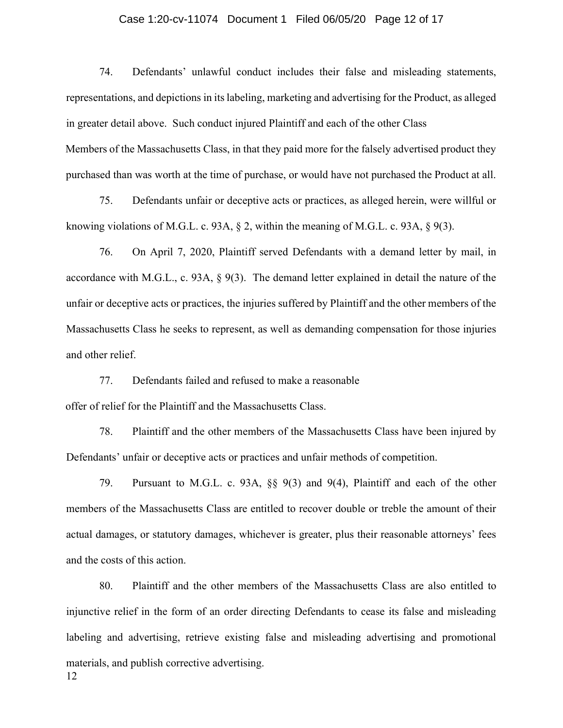74. Defendants' unlawful conduct includes their false and misleading statements, representations, and depictions in its labeling, marketing and advertising for the Product, as alleged in greater detail above. Such conduct injured Plaintiff and each of the other Class Members of the Massachusetts Class, in that they paid more for the falsely advertised product they purchased than was worth at the time of purchase, or would have not purchased the Product at all.

75. Defendants unfair or deceptive acts or practices, as alleged herein, were willful or knowing violations of M.G.L. c. 93A, § 2, within the meaning of M.G.L. c. 93A, § 9(3).

76. On April 7, 2020, Plaintiff served Defendants with a demand letter by mail, in accordance with M.G.L., c. 93A, § 9(3). The demand letter explained in detail the nature of the unfair or deceptive acts or practices, the injuries suffered by Plaintiff and the other members of the Massachusetts Class he seeks to represent, as well as demanding compensation for those injuries and other relief.

77. Defendants failed and refused to make a reasonable offer of relief for the Plaintiff and the Massachusetts Class.

78. Plaintiff and the other members of the Massachusetts Class have been injured by Defendants' unfair or deceptive acts or practices and unfair methods of competition.

79. Pursuant to M.G.L. c. 93A, §§ 9(3) and 9(4), Plaintiff and each of the other members of the Massachusetts Class are entitled to recover double or treble the amount of their actual damages, or statutory damages, whichever is greater, plus their reasonable attorneys' fees and the costs of this action.

80. Plaintiff and the other members of the Massachusetts Class are also entitled to injunctive relief in the form of an order directing Defendants to cease its false and misleading labeling and advertising, retrieve existing false and misleading advertising and promotional materials, and publish corrective advertising.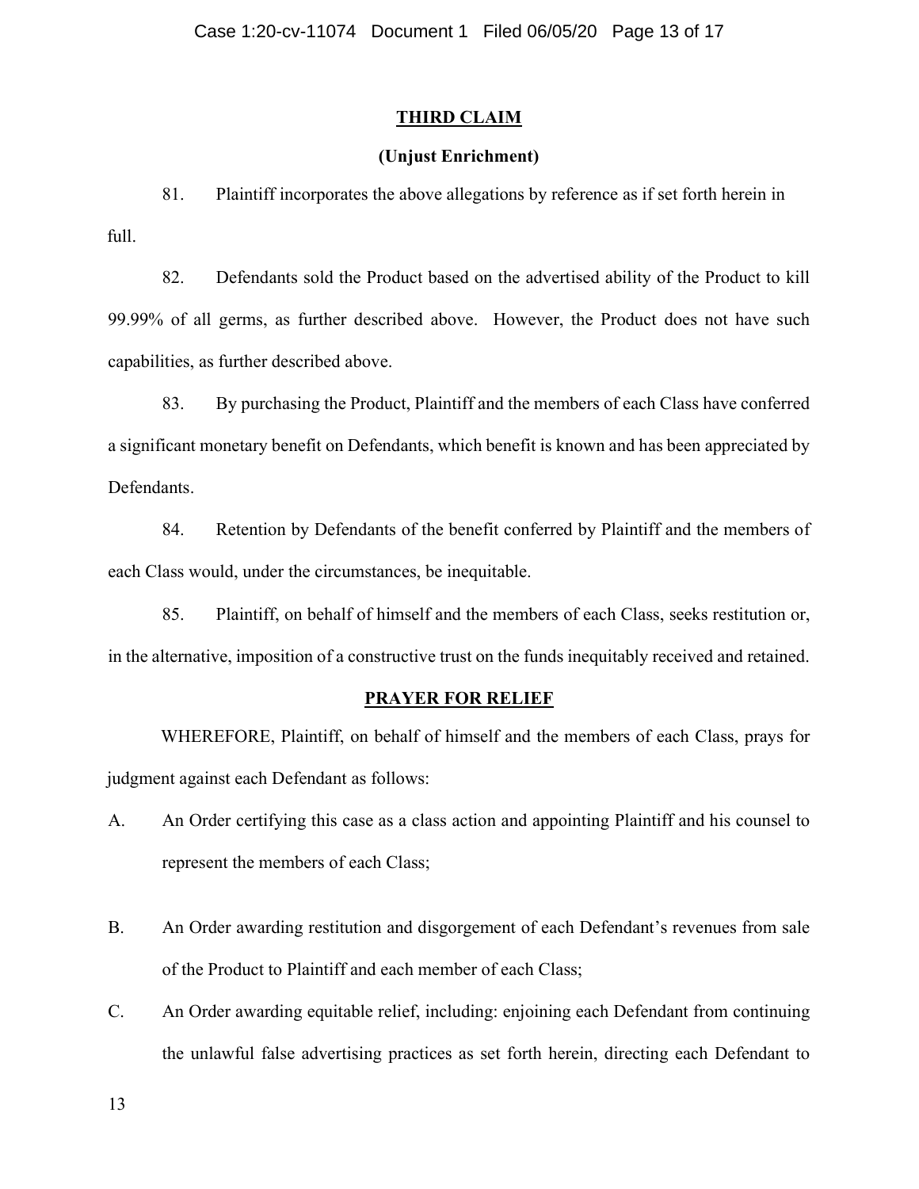## THIRD CLAIM

### (Unjust Enrichment)

81. Plaintiff incorporates the above allegations by reference as if set forth herein in full.

82. Defendants sold the Product based on the advertised ability of the Product to kill 99.99% of all germs, as further described above. However, the Product does not have such capabilities, as further described above.

83. By purchasing the Product, Plaintiff and the members of each Class have conferred a significant monetary benefit on Defendants, which benefit is known and has been appreciated by Defendants.

84. Retention by Defendants of the benefit conferred by Plaintiff and the members of each Class would, under the circumstances, be inequitable.

85. Plaintiff, on behalf of himself and the members of each Class, seeks restitution or, in the alternative, imposition of a constructive trust on the funds inequitably received and retained.

## PRAYER FOR RELIEF

WHEREFORE, Plaintiff, on behalf of himself and the members of each Class, prays for judgment against each Defendant as follows:

A. An Order certifying this case as a class action and appointing Plaintiff and his counsel to represent the members of each Class;

B. An Order awarding restitution and disgorgement of each Defendant's revenues from sale of the Product to Plaintiff and each member of each Class;

C. An Order awarding equitable relief, including: enjoining each Defendant from continuing the unlawful false advertising practices as set forth herein, directing each Defendant to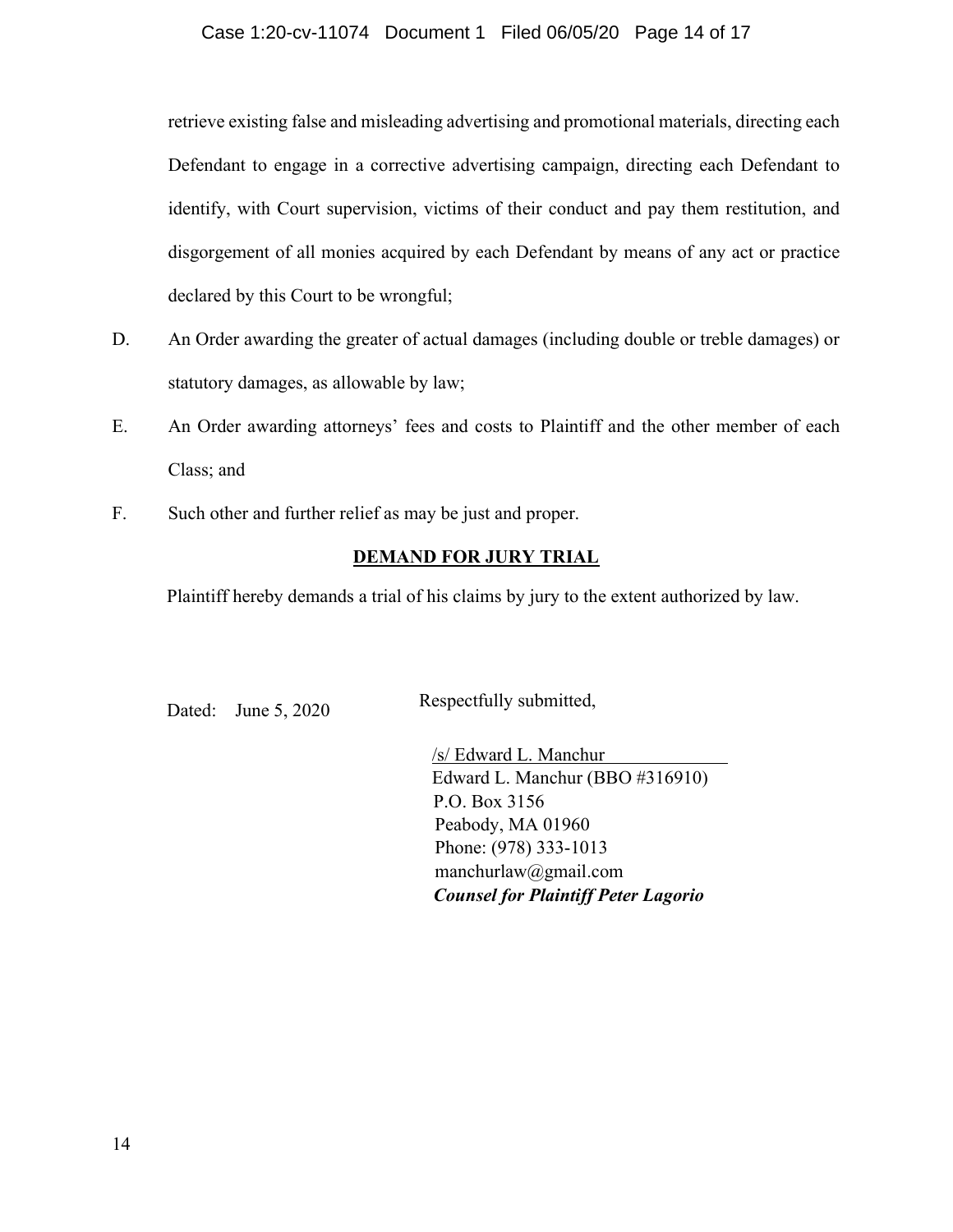retrieve existing false and misleading advertising and promotional materials, directing each Defendant to engage in a corrective advertising campaign, directing each Defendant to identify, with Court supervision, victims of their conduct and pay them restitution, and disgorgement of all monies acquired by each Defendant by means of any act or practice declared by this Court to be wrongful;

D. An Order awarding the greater of actual damages (including double or treble damages) or statutory damages, as allowable by law;

E. An Order awarding attorneys' fees and costs to Plaintiff and the other member of each Class; and

F. Such other and further relief as may be just and proper.

**DEMAND FOR JURY TRIAL**

Plaintiff hereby demands a trial of his claims by jury to the extent authorized by law.

Dated: June 5, 2020

Respectfully submitted,

/s/ Edward L. Manchur
Edward L. Manchur (BBO #316910)
P.O. Box 3156
Peabody, MA 01960
Phone: (978) 333-1013
manchurlaw@gmail.com
***Counsel for Plaintiff Peter Lagorio***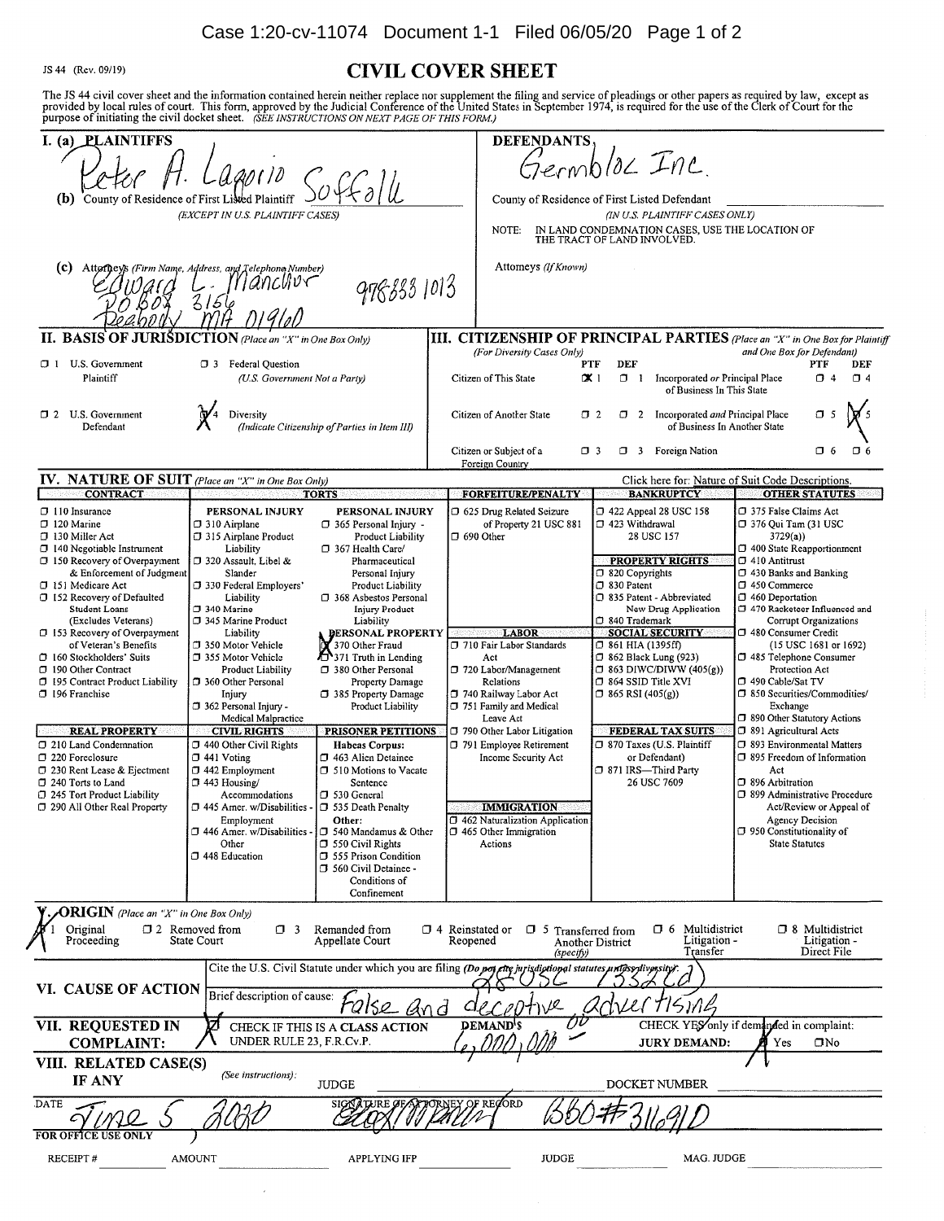JS 44 (Rev. 09/19)

# CIVIL COVER SHEET

The JS 44 civil cover sheet and the information contained herein neither replace nor supplement the filing and service of pleadings or other papers as required by law, except as provided by local rules of court. This form, approved by the Judicial Conference of the United States in September 1974, is required for the use of the Clerk of Court for the purpose of initiating the civil docket sheet. *(SEE INSTRUCTIONS ON NEXT PAGE OF THIS FORM.)*

**I. (a) PLAINTIFFS**
Peter A. Lagorio

**DEFENDANTS**
Germbloc Inc.

**(b)** County of Residence of First Listed Plaintiff Suffolk
*(EXCEPT IN U.S. PLAINTIFF CASES)*

County of Residence of First Listed Defendant
*(IN U.S. PLAINTIFF CASES ONLY)*
NOTE: IN LAND CONDEMNATION CASES, USE THE LOCATION OF THE TRACT OF LAND INVOLVED.

**(c)** Attorneys *(Firm Name, Address, and Telephone Number)*
Edward L. Manchur 978 333 1013
PO Box 3156
Peabody MA 01960

Attorneys *(If Known)*

**II. BASIS OF JURISDICTION** *(Place an "X" in One Box Only)*

- ☐ 1 U.S. Government Plaintiff
- ☐ 3 Federal Question (U.S. Government Not a Party)
- ☐ 2 U.S. Government Defendant
- ☒ 4 Diversity (Indicate Citizenship of Parties in Item III)

**III. CITIZENSHIP OF PRINCIPAL PARTIES** *(Place an "X" in One Box for Plaintiff and One Box for Defendant)* *(For Diversity Cases Only)*

| | PTF | DEF | | PTF | DEF |
|---|---|---|---|---|---|
| Citizen of This State | ☒ 1 | ☐ 1 | Incorporated *or* Principal Place of Business In This State | ☐ 4 | ☐ 4 |
| Citizen of Another State | ☐ 2 | ☐ 2 | Incorporated *and* Principal Place of Business In Another State | ☐ 5 | ☒ 5 |
| Citizen or Subject of a Foreign Country | ☐ 3 | ☐ 3 | Foreign Nation | ☐ 6 | ☐ 6 |

**IV. NATURE OF SUIT** *(Place an "X" in One Box Only)* — Click here for: Nature of Suit Code Descriptions.

| CONTRACT | TORTS | | FORFEITURE/PENALTY | BANKRUPTCY | OTHER STATUTES |
|---|---|---|---|---|---|
| | PERSONAL INJURY | PERSONAL INJURY | | | |
| ☐ 110 Insurance | ☐ 310 Airplane | ☐ 365 Personal Injury - Product Liability | ☐ 625 Drug Related Seizure of Property 21 USC 881 | ☐ 422 Appeal 28 USC 158 | ☐ 375 False Claims Act |
| ☐ 120 Marine | ☐ 315 Airplane Product Liability | ☐ 367 Health Care/ Pharmaceutical Personal Injury Product Liability | ☐ 690 Other | ☐ 423 Withdrawal 28 USC 157 | ☐ 376 Qui Tam (31 USC 3729(a)) |
| ☐ 130 Miller Act | ☐ 320 Assault, Libel & Slander | ☐ 368 Asbestos Personal Injury Product Liability | | **PROPERTY RIGHTS** | ☐ 400 State Reapportionment |
| ☐ 140 Negotiable Instrument | ☐ 330 Federal Employers' Liability | **PERSONAL PROPERTY** | | ☐ 820 Copyrights | ☐ 410 Antitrust |
| ☐ 150 Recovery of Overpayment & Enforcement of Judgment | ☐ 340 Marine | ☒ 370 Other Fraud | | ☐ 830 Patent | ☐ 430 Banks and Banking |
| ☐ 151 Medicare Act | ☐ 345 Marine Product Liability | ☒ 371 Truth in Lending | | ☐ 835 Patent - Abbreviated New Drug Application | ☐ 450 Commerce |
| ☐ 152 Recovery of Defaulted Student Loans (Excludes Veterans) | ☐ 350 Motor Vehicle | ☐ 380 Other Personal Property Damage | **LABOR** | ☐ 840 Trademark | ☐ 460 Deportation |
| ☐ 153 Recovery of Overpayment of Veteran's Benefits | ☐ 355 Motor Vehicle Product Liability | ☐ 385 Property Damage Product Liability | ☐ 710 Fair Labor Standards Act | **SOCIAL SECURITY** | ☐ 470 Racketeer Influenced and Corrupt Organizations |
| ☐ 160 Stockholders' Suits | ☐ 360 Other Personal Injury | | ☐ 720 Labor/Management Relations | ☐ 861 HIA (1395ff) | ☐ 480 Consumer Credit (15 USC 1681 or 1692) |
| ☐ 190 Other Contract | ☐ 362 Personal Injury - Medical Malpractice | | ☐ 740 Railway Labor Act | ☐ 862 Black Lung (923) | ☐ 485 Telephone Consumer Protection Act |
| ☐ 195 Contract Product Liability | | | ☐ 751 Family and Medical Leave Act | ☐ 863 DIWC/DIWW (405(g)) | ☐ 490 Cable/Sat TV |
| ☐ 196 Franchise | | | ☐ 790 Other Labor Litigation | ☐ 864 SSID Title XVI | ☐ 850 Securities/Commodities/ Exchange |
| | | | ☐ 791 Employee Retirement Income Security Act | ☐ 865 RSI (405(g)) | ☐ 890 Other Statutory Actions |
| **REAL PROPERTY** | **CIVIL RIGHTS** | **PRISONER PETITIONS** | | **FEDERAL TAX SUITS** | ☐ 891 Agricultural Acts |
| ☐ 210 Land Condemnation | ☐ 440 Other Civil Rights | **Habeas Corpus:** | | ☐ 870 Taxes (U.S. Plaintiff or Defendant) | ☐ 893 Environmental Matters |
| ☐ 220 Foreclosure | ☐ 441 Voting | ☐ 463 Alien Detainee | | ☐ 871 IRS—Third Party 26 USC 7609 | ☐ 895 Freedom of Information Act |
| ☐ 230 Rent Lease & Ejectment | ☐ 442 Employment | ☐ 510 Motions to Vacate Sentence | | | ☐ 896 Arbitration |
| ☐ 240 Torts to Land | ☐ 443 Housing/ Accommodations | ☐ 530 General | | | ☐ 899 Administrative Procedure Act/Review or Appeal of Agency Decision |
| ☐ 245 Tort Product Liability | ☐ 445 Amer. w/Disabilities - Employment | ☐ 535 Death Penalty | **IMMIGRATION** | | ☐ 950 Constitutionality of State Statutes |
| ☐ 290 All Other Real Property | ☐ 446 Amer. w/Disabilities - Other | **Other:** | ☐ 462 Naturalization Application | | |
| | ☐ 448 Education | ☐ 540 Mandamus & Other | ☐ 465 Other Immigration Actions | | |
| | | ☐ 550 Civil Rights | | | |
| | | ☐ 555 Prison Condition | | | |
| | | ☐ 560 Civil Detainee - Conditions of Confinement | | | |

**V. ORIGIN** *(Place an "X" in One Box Only)*

☒ 1 Original Proceeding ☐ 2 Removed from State Court ☐ 3 Remanded from Appellate Court ☐ 4 Reinstated or Reopened ☐ 5 Transferred from Another District *(specify)* ☐ 6 Multidistrict Litigation - Transfer ☐ 8 Multidistrict Litigation - Direct File

**VI. CAUSE OF ACTION**
Cite the U.S. Civil Statute under which you are filing *(Do not cite jurisdictional statutes unless diversity)*: 28 USC 1332 (d)
Brief description of cause: False and deceptive advertising

**VII. REQUESTED IN COMPLAINT:**
☒ CHECK IF THIS IS A CLASS ACTION UNDER RULE 23, F.R.Cv.P.
DEMAND $ 6,000,000 00
CHECK YES only if demanded in complaint: JURY DEMAND: ☒ Yes ☐ No

**VIII. RELATED CASE(S) IF ANY** *(See instructions)*:
JUDGE DOCKET NUMBER

DATE June 5 2020
SIGNATURE OF ATTORNEY OF RECORD [signature] BBO# 316910

**FOR OFFICE USE ONLY**

RECEIPT # AMOUNT APPLYING IFP JUDGE MAG. JUDGE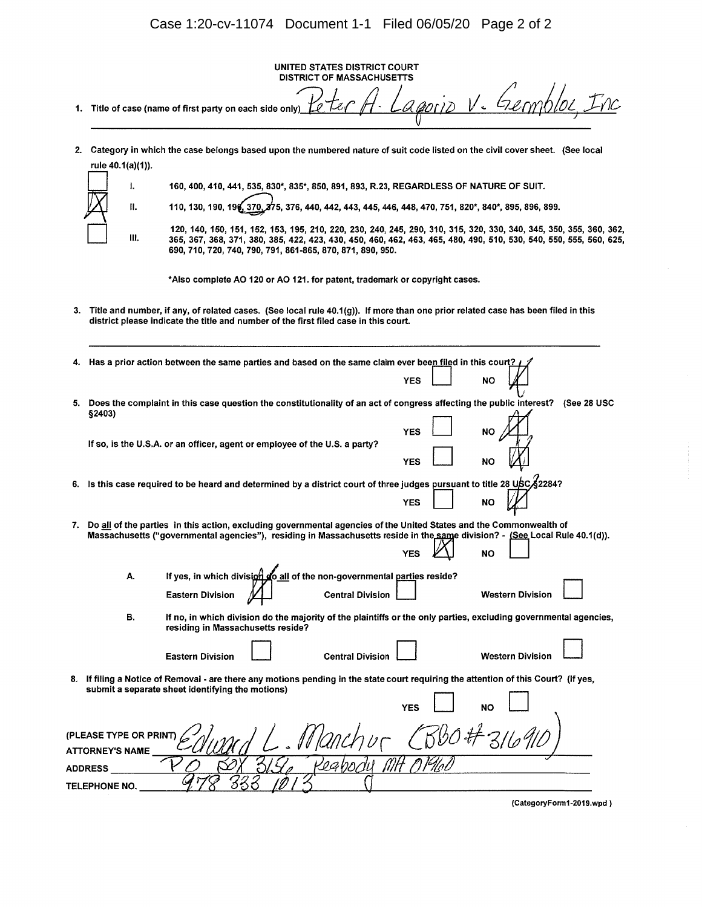**UNITED STATES DISTRICT COURT**
**DISTRICT OF MASSACHUSETTS**

1. Title of case (name of first party on each side only) Peter A. Lagorio V. Gembloc, Inc

2. Category in which the case belongs based upon the numbered nature of suit code listed on the civil cover sheet. (See local rule 40.1(a)(1)).

| | | |
|---|---|---|
| ☐ | I. | 160, 400, 410, 441, 535, 830*, 835*, 850, 891, 893, R.23, REGARDLESS OF NATURE OF SUIT. |
| ☒ | II. | 110, 130, 190, 196, 370, 375, 376, 440, 442, 443, 445, 446, 448, 470, 751, 820*, 840*, 895, 896, 899. |
| ☐ | III. | 120, 140, 150, 151, 152, 153, 195, 210, 220, 230, 240, 245, 290, 310, 315, 320, 330, 340, 345, 350, 355, 360, 362, 365, 367, 368, 371, 380, 385, 422, 423, 430, 450, 460, 462, 463, 465, 480, 490, 510, 530, 540, 550, 555, 560, 625, 690, 710, 720, 740, 790, 791, 861-865, 870, 871, 890, 950. |

*Also complete AO 120 or AO 121. for patent, trademark or copyright cases.

3. Title and number, if any, of related cases. (See local rule 40.1(g)). If more than one prior related case has been filed in this district please indicate the title and number of the first filed case in this court.

4. Has a prior action between the same parties and based on the same claim ever been filed in this court?

   YES ☐ NO ☒

5. Does the complaint in this case question the constitutionality of an act of congress affecting the public interest? (See 28 USC §2403)

   YES ☐ NO ☒

   If so, is the U.S.A. or an officer, agent or employee of the U.S. a party?

   YES ☐ NO ☒

6. Is this case required to be heard and determined by a district court of three judges pursuant to title 28 USC §2284?

   YES ☐ NO ☒

7. Do all of the parties in this action, excluding governmental agencies of the United States and the Commonwealth of Massachusetts ("governmental agencies"), residing in Massachusetts reside in the same division? - (See Local Rule 40.1(d)).

   YES ☒ NO ☐

   A. If yes, in which division do all of the non-governmental parties reside?

   Eastern Division ☒ Central Division ☐ Western Division ☐

   B. If no, in which division do the majority of the plaintiffs or the only parties, excluding governmental agencies, residing in Massachusetts reside?

   Eastern Division ☐ Central Division ☐ Western Division ☐

8. If filing a Notice of Removal - are there any motions pending in the state court requiring the attention of this Court? (If yes, submit a separate sheet identifying the motions)

   YES ☐ NO ☐

(PLEASE TYPE OR PRINT)
ATTORNEY'S NAME Edward L. Manchur (BBO #316910)
ADDRESS PO BOX 3156 Peabody MA 01960
TELEPHONE NO. 978 333 1013

(CategoryForm1-2019.wpd )